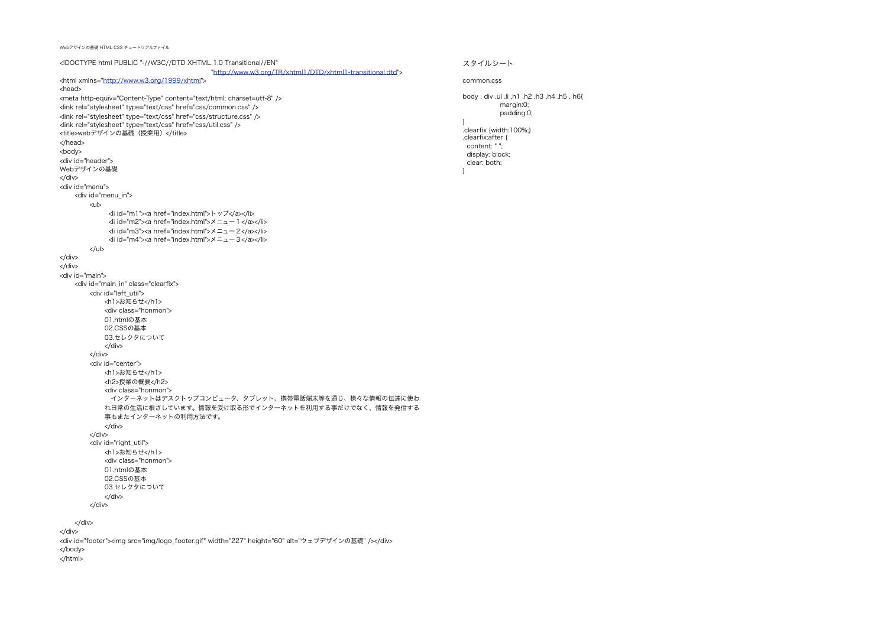Webデザインの基礎 HTML CSS チュートリアルファイル

```
<!DOCTYPE html PUBLIC "-//W3C//DTD XHTML 1.0 Transitional//EN"
                                                    "http://www.w3.org/TR/xhtml1/DTD/xhtml1-transitional.dtd">
<html xmlns="http://www.w3.org/1999/xhtml">
<head>
<meta http-equiv="Content-Type" content="text/html; charset=utf-8" />
<link rel="stylesheet" type="text/css" href="css/common.css" />
<link rel="stylesheet" type="text/css" href="css/structure.css" />
<link rel="stylesheet" type="text/css" href="css/util.css" />
<title>webデザインの基礎（授業用）</title>
</head>
<body>
<div id="header">
Webデザインの基礎
</div>
<div id="menu">
    <div id="menu_in">
        <ul>
            <li id="m1"><a href="index.html">トップ</a></li>
            <li id="m2"><a href="index.html">メニュー１</a></li>
            <li id="m3"><a href="index.html">メニュー２</a></li>
            <li id="m4"><a href="index.html">メニュー３</a></li>
        </ul>
</div>
</div>
<div id="main">
    <div id="main_in" class="clearfix">
        <div id="left_util">
            <h1>お知らせ</h1>
            <div class="honmon">
            01.htmlの基本
            02.CSSの基本
            03.セレクタについて
            </div>
        </div>
        <div id="center">
            <h1>お知らせ</h1>
            <h2>授業の概要</h2>
            <div class="honmon">
              インターネットはデスクトップコンピュータ、タブレット、携帯電話端末等を通じ、様々な情報の伝達に使わ
            れ日常の生活に根ざしています。情報を受け取る形でインターネットを利用する事だけでなく、情報を発信する
            事もまたインターネットの利用方法です。
            </div>
        </div>
        <div id="right_util">
            <h1>お知らせ</h1>
            <div class="honmon">
            01.htmlの基本
            02.CSSの基本
            03.セレクタについて
            </div>
        </div>

    </div>
</div>
<div id="footer"><img src="img/logo_footer.gif" width="227" height="60" alt="ウェブデザインの基礎" /></div>
</body>
</html>
```

スタイルシート

common.css

```
body , div ,ul ,li ,h1 ,h2 ,h3 ,h4 ,h5 , h6{
        margin:0;
        padding:0;
}
.clearfix {width:100%;}
.clearfix:after {
  content: " ";
  display: block;
  clear: both;
}
```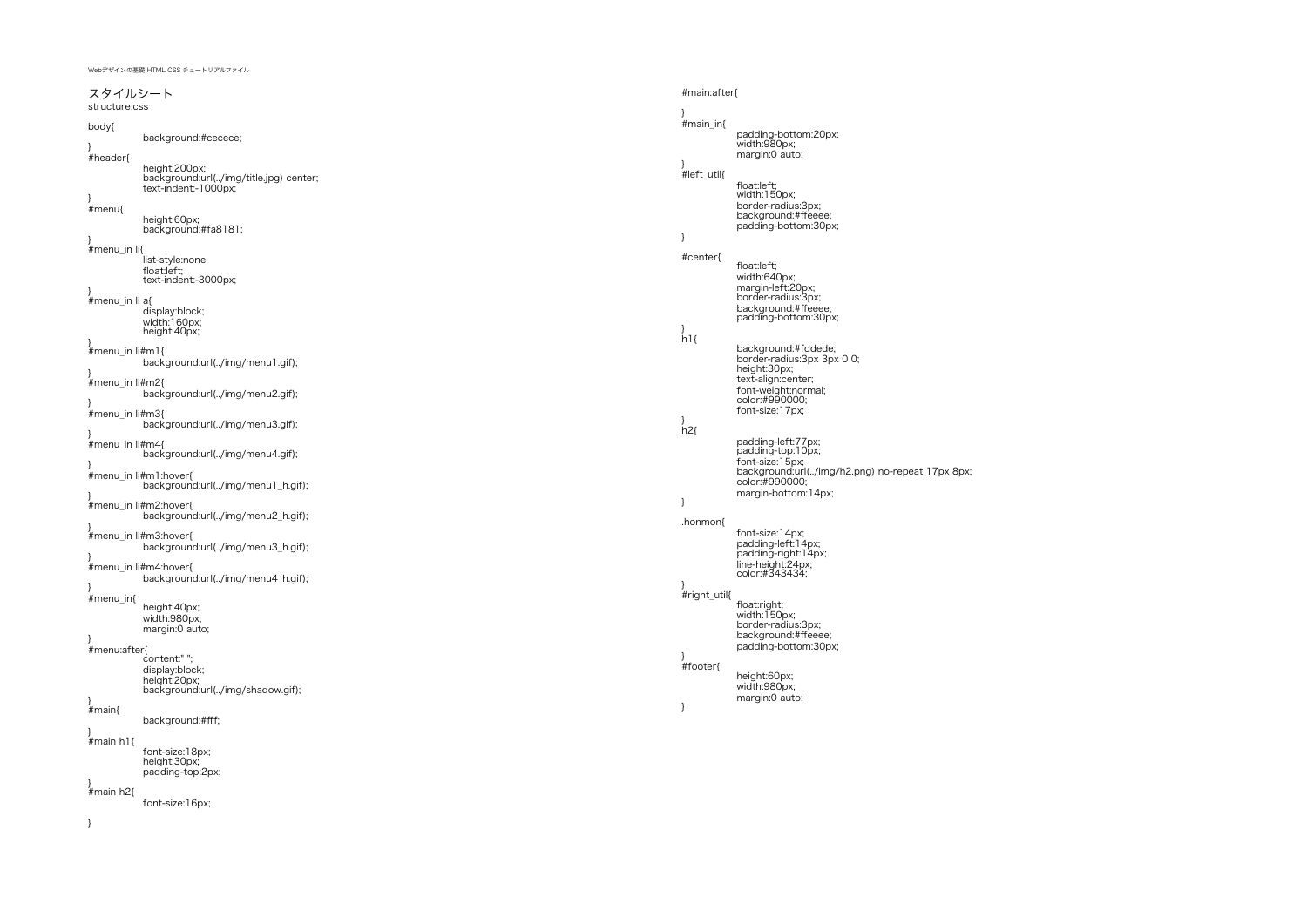## スタイルシート

structure.css

```
body{
		background:#cecece;
}
#header{
		height:200px;
		background:url(../img/title.jpg) center;
		text-indent:-1000px;
}
#menu{
		height:60px;
		background:#fa8181;
}
#menu_in li{
		list-style:none;
		float:left;
		text-indent:-3000px;
}
#menu_in li a{
		display:block;
		width:160px;
		height:40px;
}
#menu_in li#m1{
		background:url(../img/menu1.gif);
}
#menu_in li#m2{
		background:url(../img/menu2.gif);
}
#menu_in li#m3{
		background:url(../img/menu3.gif);
}
#menu_in li#m4{
		background:url(../img/menu4.gif);
}
#menu_in li#m1:hover{
		background:url(../img/menu1_h.gif);
}
#menu_in li#m2:hover{
		background:url(../img/menu2_h.gif);
}
#menu_in li#m3:hover{
		background:url(../img/menu3_h.gif);
}
#menu_in li#m4:hover{
		background:url(../img/menu4_h.gif);
}
#menu_in{
		height:40px;
		width:980px;
		margin:0 auto;
}
#menu:after{
		content:" ";
		display:block;
		height:20px;
		background:url(../img/shadow.gif);
}
#main{
		background:#fff;
}
#main h1{
		font-size:18px;
		height:30px;
		padding-top:2px;
}
#main h2{
		font-size:16px;

}
#main:after{

}
#main_in{
		padding-bottom:20px;
		width:980px;
		margin:0 auto;
}
#left_util{
		float:left;
		width:150px;
		border-radius:3px;
		background:#ffeeee;
		padding-bottom:30px;
}

#center{
		float:left;
		width:640px;
		margin-left:20px;
		border-radius:3px;
		background:#ffeeee;
		padding-bottom:30px;
}
h1{
		background:#fddede;
		border-radius:3px 3px 0 0;
		height:30px;
		text-align:center;
		font-weight:normal;
		color:#990000;
		font-size:17px;
}
h2{
		padding-left:77px;
		padding-top:10px;
		font-size:15px;
		background:url(../img/h2.png) no-repeat 17px 8px;
		color:#990000;
		margin-bottom:14px;
}

.honmon{
		font-size:14px;
		padding-left:14px;
		padding-right:14px;
		line-height:24px;
		color:#343434;
}
#right_util{
		float:right;
		width:150px;
		border-radius:3px;
		background:#ffeeee;
		padding-bottom:30px;
}
#footer{
		height:60px;
		width:980px;
		margin:0 auto;
}
```